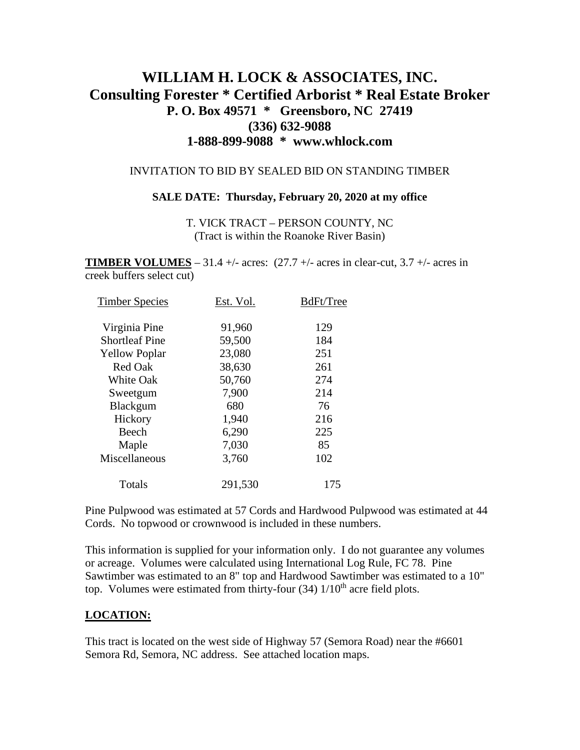# WILLIAM H. LOCK & ASSOCIATES, INC.
## Consulting Forester * Certified Arborist * Real Estate Broker
### P. O. Box 49571 * Greensboro, NC 27419
### (336) 632-9088
### 1-888-899-9088 * www.whlock.com

INVITATION TO BID BY SEALED BID ON STANDING TIMBER

**SALE DATE: Thursday, February 20, 2020 at my office**

T. VICK TRACT – PERSON COUNTY, NC
(Tract is within the Roanoke River Basin)

**TIMBER VOLUMES** – 31.4 +/- acres: (27.7 +/- acres in clear-cut, 3.7 +/- acres in creek buffers select cut)

| Timber Species | Est. Vol. | BdFt/Tree |
|---|---|---|
| Virginia Pine | 91,960 | 129 |
| Shortleaf Pine | 59,500 | 184 |
| Yellow Poplar | 23,080 | 251 |
| Red Oak | 38,630 | 261 |
| White Oak | 50,760 | 274 |
| Sweetgum | 7,900 | 214 |
| Blackgum | 680 | 76 |
| Hickory | 1,940 | 216 |
| Beech | 6,290 | 225 |
| Maple | 7,030 | 85 |
| Miscellaneous | 3,760 | 102 |
| Totals | 291,530 | 175 |

Pine Pulpwood was estimated at 57 Cords and Hardwood Pulpwood was estimated at 44 Cords. No topwood or crownwood is included in these numbers.

This information is supplied for your information only. I do not guarantee any volumes or acreage. Volumes were calculated using International Log Rule, FC 78. Pine Sawtimber was estimated to an 8" top and Hardwood Sawtimber was estimated to a 10" top. Volumes were estimated from thirty-four (34) 1/10th acre field plots.

## LOCATION:

This tract is located on the west side of Highway 57 (Semora Road) near the #6601 Semora Rd, Semora, NC address. See attached location maps.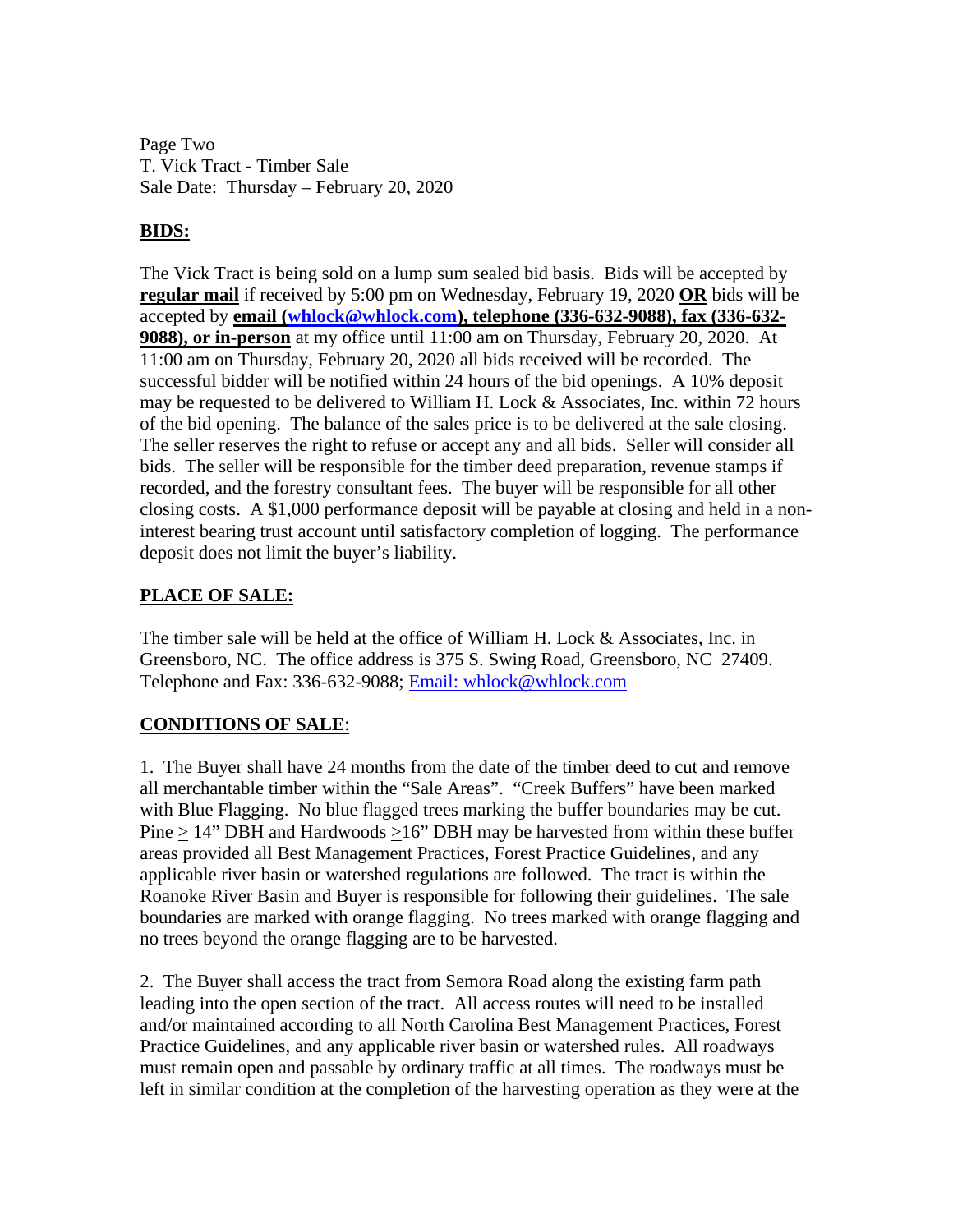Page Two
T. Vick Tract - Timber Sale
Sale Date: Thursday – February 20, 2020

## BIDS:

The Vick Tract is being sold on a lump sum sealed bid basis. Bids will be accepted by **regular mail** if received by 5:00 pm on Wednesday, February 19, 2020 **OR** bids will be accepted by **email (whlock@whlock.com), telephone (336-632-9088), fax (336-632-9088), or in-person** at my office until 11:00 am on Thursday, February 20, 2020. At 11:00 am on Thursday, February 20, 2020 all bids received will be recorded. The successful bidder will be notified within 24 hours of the bid openings. A 10% deposit may be requested to be delivered to William H. Lock & Associates, Inc. within 72 hours of the bid opening. The balance of the sales price is to be delivered at the sale closing. The seller reserves the right to refuse or accept any and all bids. Seller will consider all bids. The seller will be responsible for the timber deed preparation, revenue stamps if recorded, and the forestry consultant fees. The buyer will be responsible for all other closing costs. A $1,000 performance deposit will be payable at closing and held in a non-interest bearing trust account until satisfactory completion of logging. The performance deposit does not limit the buyer's liability.

## PLACE OF SALE:

The timber sale will be held at the office of William H. Lock & Associates, Inc. in Greensboro, NC. The office address is 375 S. Swing Road, Greensboro, NC 27409. Telephone and Fax: 336-632-9088; Email: whlock@whlock.com

## CONDITIONS OF SALE:

1. The Buyer shall have 24 months from the date of the timber deed to cut and remove all merchantable timber within the "Sale Areas". "Creek Buffers" have been marked with Blue Flagging. No blue flagged trees marking the buffer boundaries may be cut. Pine ≥ 14" DBH and Hardwoods ≥16" DBH may be harvested from within these buffer areas provided all Best Management Practices, Forest Practice Guidelines, and any applicable river basin or watershed regulations are followed. The tract is within the Roanoke River Basin and Buyer is responsible for following their guidelines. The sale boundaries are marked with orange flagging. No trees marked with orange flagging and no trees beyond the orange flagging are to be harvested.

2. The Buyer shall access the tract from Semora Road along the existing farm path leading into the open section of the tract. All access routes will need to be installed and/or maintained according to all North Carolina Best Management Practices, Forest Practice Guidelines, and any applicable river basin or watershed rules. All roadways must remain open and passable by ordinary traffic at all times. The roadways must be left in similar condition at the completion of the harvesting operation as they were at the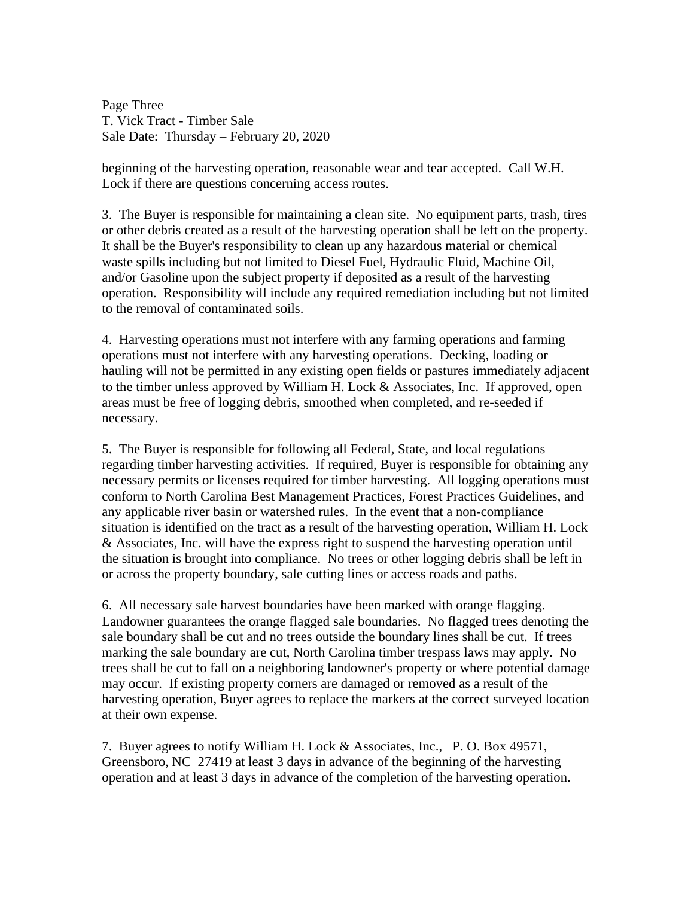beginning of the harvesting operation, reasonable wear and tear accepted. Call W.H. Lock if there are questions concerning access routes.

3. The Buyer is responsible for maintaining a clean site. No equipment parts, trash, tires or other debris created as a result of the harvesting operation shall be left on the property. It shall be the Buyer's responsibility to clean up any hazardous material or chemical waste spills including but not limited to Diesel Fuel, Hydraulic Fluid, Machine Oil, and/or Gasoline upon the subject property if deposited as a result of the harvesting operation. Responsibility will include any required remediation including but not limited to the removal of contaminated soils.

4. Harvesting operations must not interfere with any farming operations and farming operations must not interfere with any harvesting operations. Decking, loading or hauling will not be permitted in any existing open fields or pastures immediately adjacent to the timber unless approved by William H. Lock & Associates, Inc. If approved, open areas must be free of logging debris, smoothed when completed, and re-seeded if necessary.

5. The Buyer is responsible for following all Federal, State, and local regulations regarding timber harvesting activities. If required, Buyer is responsible for obtaining any necessary permits or licenses required for timber harvesting. All logging operations must conform to North Carolina Best Management Practices, Forest Practices Guidelines, and any applicable river basin or watershed rules. In the event that a non-compliance situation is identified on the tract as a result of the harvesting operation, William H. Lock & Associates, Inc. will have the express right to suspend the harvesting operation until the situation is brought into compliance. No trees or other logging debris shall be left in or across the property boundary, sale cutting lines or access roads and paths.

6. All necessary sale harvest boundaries have been marked with orange flagging. Landowner guarantees the orange flagged sale boundaries. No flagged trees denoting the sale boundary shall be cut and no trees outside the boundary lines shall be cut. If trees marking the sale boundary are cut, North Carolina timber trespass laws may apply. No trees shall be cut to fall on a neighboring landowner's property or where potential damage may occur. If existing property corners are damaged or removed as a result of the harvesting operation, Buyer agrees to replace the markers at the correct surveyed location at their own expense.

7. Buyer agrees to notify William H. Lock & Associates, Inc., P. O. Box 49571, Greensboro, NC 27419 at least 3 days in advance of the beginning of the harvesting operation and at least 3 days in advance of the completion of the harvesting operation.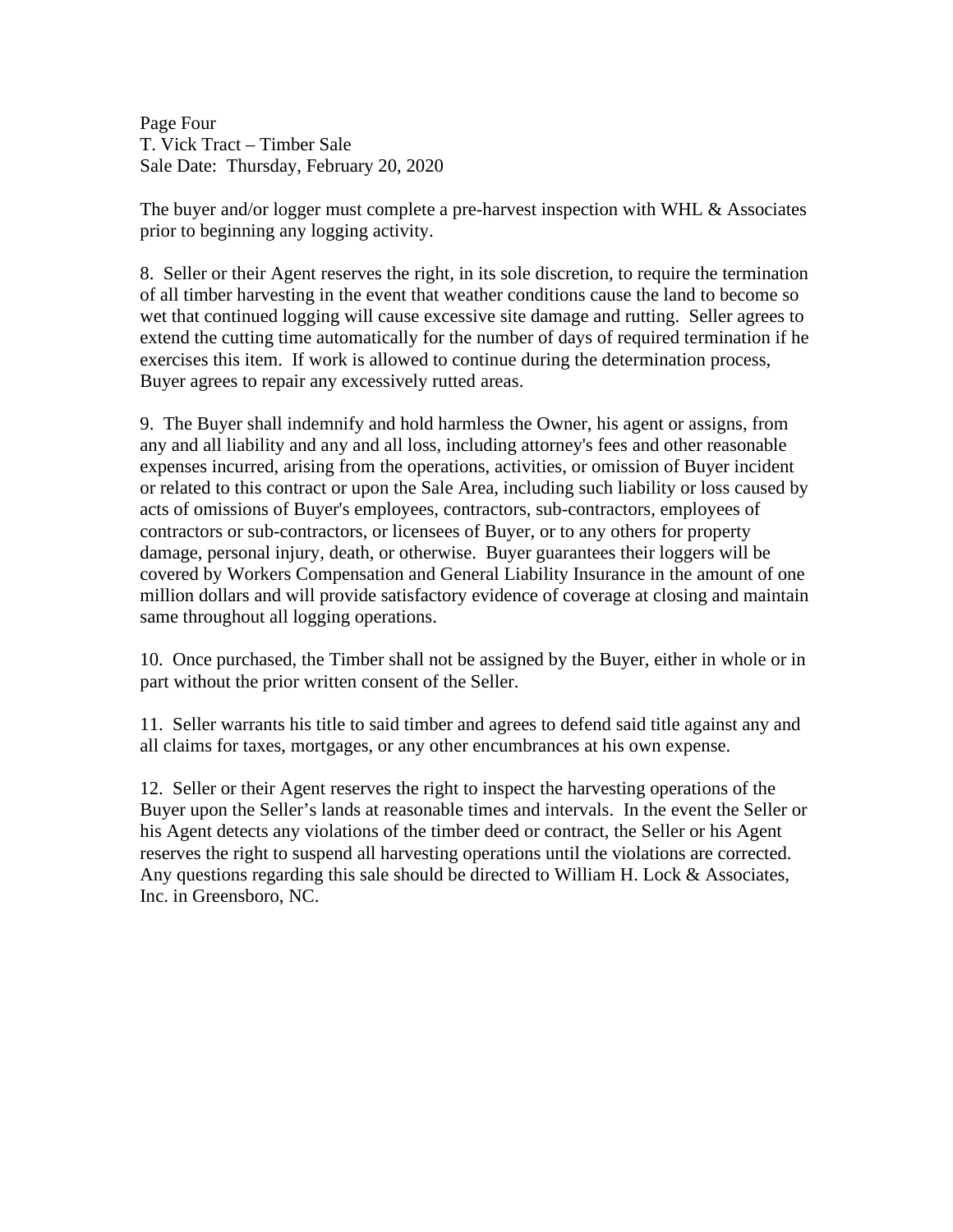The buyer and/or logger must complete a pre-harvest inspection with WHL & Associates prior to beginning any logging activity.

8. Seller or their Agent reserves the right, in its sole discretion, to require the termination of all timber harvesting in the event that weather conditions cause the land to become so wet that continued logging will cause excessive site damage and rutting. Seller agrees to extend the cutting time automatically for the number of days of required termination if he exercises this item. If work is allowed to continue during the determination process, Buyer agrees to repair any excessively rutted areas.

9. The Buyer shall indemnify and hold harmless the Owner, his agent or assigns, from any and all liability and any and all loss, including attorney's fees and other reasonable expenses incurred, arising from the operations, activities, or omission of Buyer incident or related to this contract or upon the Sale Area, including such liability or loss caused by acts of omissions of Buyer's employees, contractors, sub-contractors, employees of contractors or sub-contractors, or licensees of Buyer, or to any others for property damage, personal injury, death, or otherwise. Buyer guarantees their loggers will be covered by Workers Compensation and General Liability Insurance in the amount of one million dollars and will provide satisfactory evidence of coverage at closing and maintain same throughout all logging operations.

10. Once purchased, the Timber shall not be assigned by the Buyer, either in whole or in part without the prior written consent of the Seller.

11. Seller warrants his title to said timber and agrees to defend said title against any and all claims for taxes, mortgages, or any other encumbrances at his own expense.

12. Seller or their Agent reserves the right to inspect the harvesting operations of the Buyer upon the Seller's lands at reasonable times and intervals. In the event the Seller or his Agent detects any violations of the timber deed or contract, the Seller or his Agent reserves the right to suspend all harvesting operations until the violations are corrected. Any questions regarding this sale should be directed to William H. Lock & Associates, Inc. in Greensboro, NC.